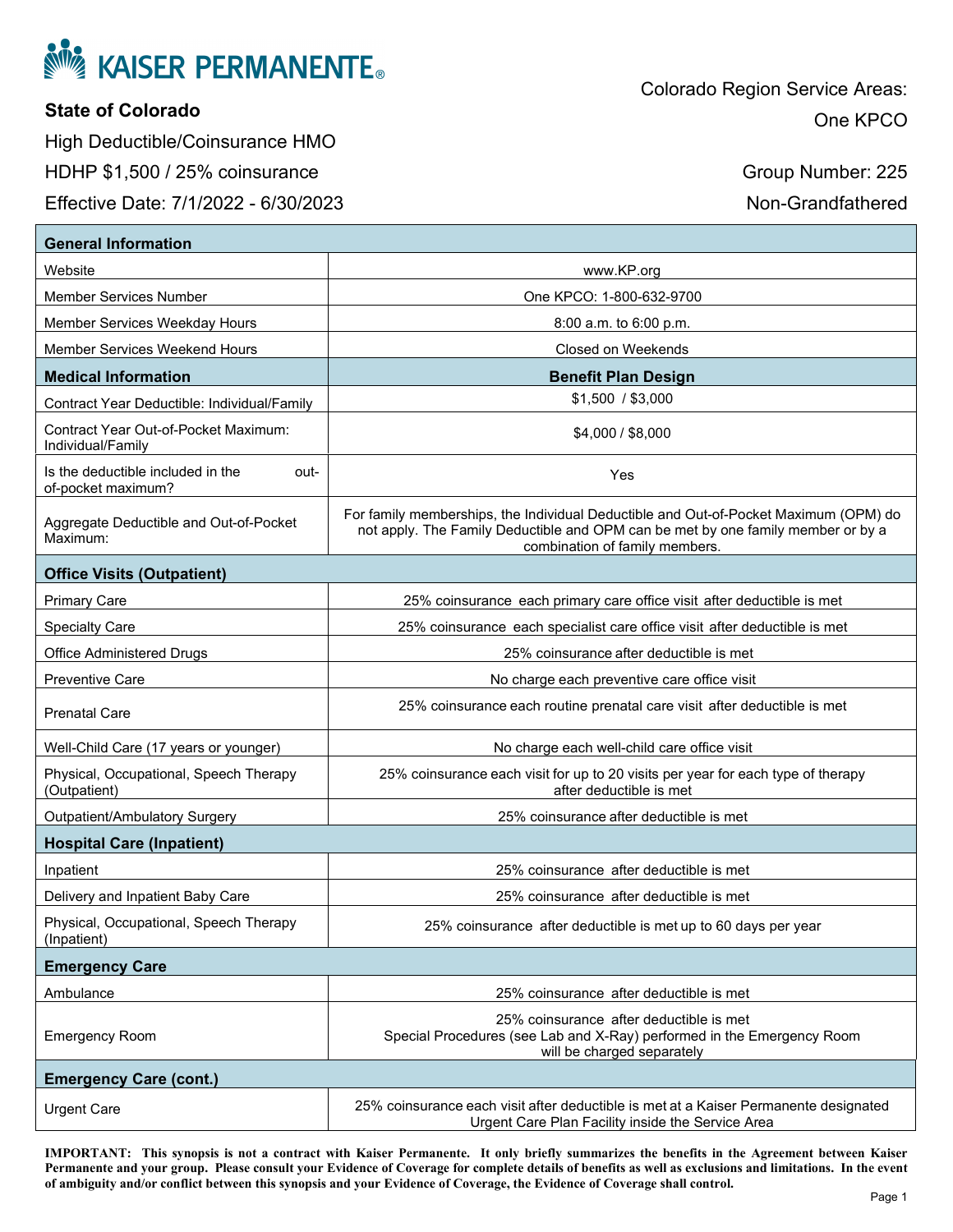# KAISER PERMANENTE®

**State of Colorado**

High Deductible/Coinsurance HMO

HDHP $1,500 / 25% coinsurance

Effective Date: 7/1/2022 - 6/30/2023

Colorado Region Service Areas:

One KPCO

Group Number: 225

Non-Grandfathered

| **General Information** | |
|---|---|
| Website | www.KP.org |
| Member Services Number | One KPCO: 1-800-632-9700 |
| Member Services Weekday Hours | 8:00 a.m. to 6:00 p.m. |
| Member Services Weekend Hours | Closed on Weekends |
| **Medical Information** | **Benefit Plan Design** |
| Contract Year Deductible: Individual/Family | $1,500 / $3,000 |
| Contract Year Out-of-Pocket Maximum: Individual/Family | $4,000 / $8,000 |
| Is the deductible included in the out-of-pocket maximum? | Yes |
| Aggregate Deductible and Out-of-Pocket Maximum: | For family memberships, the Individual Deductible and Out-of-Pocket Maximum (OPM) do not apply. The Family Deductible and OPM can be met by one family member or by a combination of family members. |
| **Office Visits (Outpatient)** | |
| Primary Care | 25% coinsurance each primary care office visit after deductible is met |
| Specialty Care | 25% coinsurance each specialist care office visit after deductible is met |
| Office Administered Drugs | 25% coinsurance after deductible is met |
| Preventive Care | No charge each preventive care office visit |
| Prenatal Care | 25% coinsurance each routine prenatal care visit after deductible is met |
| Well-Child Care (17 years or younger) | No charge each well-child care office visit |
| Physical, Occupational, Speech Therapy (Outpatient) | 25% coinsurance each visit for up to 20 visits per year for each type of therapy after deductible is met |
| Outpatient/Ambulatory Surgery | 25% coinsurance after deductible is met |
| **Hospital Care (Inpatient)** | |
| Inpatient | 25% coinsurance after deductible is met |
| Delivery and Inpatient Baby Care | 25% coinsurance after deductible is met |
| Physical, Occupational, Speech Therapy (Inpatient) | 25% coinsurance after deductible is met up to 60 days per year |
| **Emergency Care** | |
| Ambulance | 25% coinsurance after deductible is met |
| Emergency Room | 25% coinsurance after deductible is met<br>Special Procedures (see Lab and X-Ray) performed in the Emergency Room will be charged separately |
| **Emergency Care (cont.)** | |
| Urgent Care | 25% coinsurance each visit after deductible is met at a Kaiser Permanente designated Urgent Care Plan Facility inside the Service Area |

**IMPORTANT: This synopsis is not a contract with Kaiser Permanente. It only briefly summarizes the benefits in the Agreement between Kaiser Permanente and your group. Please consult your Evidence of Coverage for complete details of benefits as well as exclusions and limitations. In the event of ambiguity and/or conflict between this synopsis and your Evidence of Coverage, the Evidence of Coverage shall control.**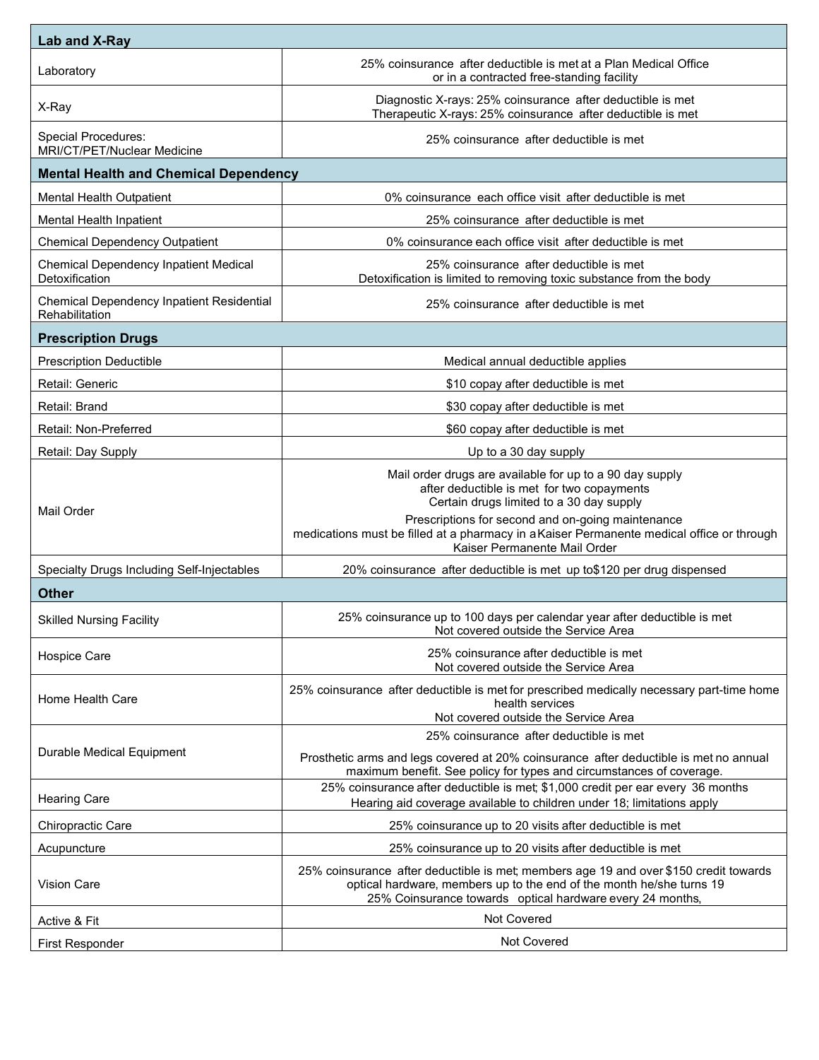| | |
|---|---|
| **Lab and X-Ray** | |
| Laboratory | 25% coinsurance after deductible is met at a Plan Medical Office or in a contracted free-standing facility |
| X-Ray | Diagnostic X-rays: 25% coinsurance after deductible is met<br>Therapeutic X-rays: 25% coinsurance after deductible is met |
| Special Procedures: MRI/CT/PET/Nuclear Medicine | 25% coinsurance after deductible is met |
| **Mental Health and Chemical Dependency** | |
| Mental Health Outpatient | 0% coinsurance each office visit after deductible is met |
| Mental Health Inpatient | 25% coinsurance after deductible is met |
| Chemical Dependency Outpatient | 0% coinsurance each office visit after deductible is met |
| Chemical Dependency Inpatient Medical Detoxification | 25% coinsurance after deductible is met<br>Detoxification is limited to removing toxic substance from the body |
| Chemical Dependency Inpatient Residential Rehabilitation | 25% coinsurance after deductible is met |
| **Prescription Drugs** | |
| Prescription Deductible | Medical annual deductible applies |
| Retail: Generic | $10 copay after deductible is met |
| Retail: Brand | $30 copay after deductible is met |
| Retail: Non-Preferred | $60 copay after deductible is met |
| Retail: Day Supply | Up to a 30 day supply |
| Mail Order | Mail order drugs are available for up to a 90 day supply after deductible is met for two copayments<br>Certain drugs limited to a 30 day supply<br>Prescriptions for second and on-going maintenance medications must be filled at a pharmacy in a Kaiser Permanente medical office or through Kaiser Permanente Mail Order |
| Specialty Drugs Including Self-Injectables | 20% coinsurance after deductible is met up to $120 per drug dispensed |
| **Other** | |
| Skilled Nursing Facility | 25% coinsurance up to 100 days per calendar year after deductible is met<br>Not covered outside the Service Area |
| Hospice Care | 25% coinsurance after deductible is met<br>Not covered outside the Service Area |
| Home Health Care | 25% coinsurance after deductible is met for prescribed medically necessary part-time home health services<br>Not covered outside the Service Area |
| Durable Medical Equipment | 25% coinsurance after deductible is met<br>Prosthetic arms and legs covered at 20% coinsurance after deductible is met no annual maximum benefit. See policy for types and circumstances of coverage. |
| Hearing Care | 25% coinsurance after deductible is met; $1,000 credit per ear every 36 months<br>Hearing aid coverage available to children under 18; limitations apply |
| Chiropractic Care | 25% coinsurance up to 20 visits after deductible is met |
| Acupuncture | 25% coinsurance up to 20 visits after deductible is met |
| Vision Care | 25% coinsurance after deductible is met; members age 19 and over $150 credit towards optical hardware, members up to the end of the month he/she turns 19<br>25% Coinsurance towards optical hardware every 24 months, |
| Active & Fit | Not Covered |
| First Responder | Not Covered |